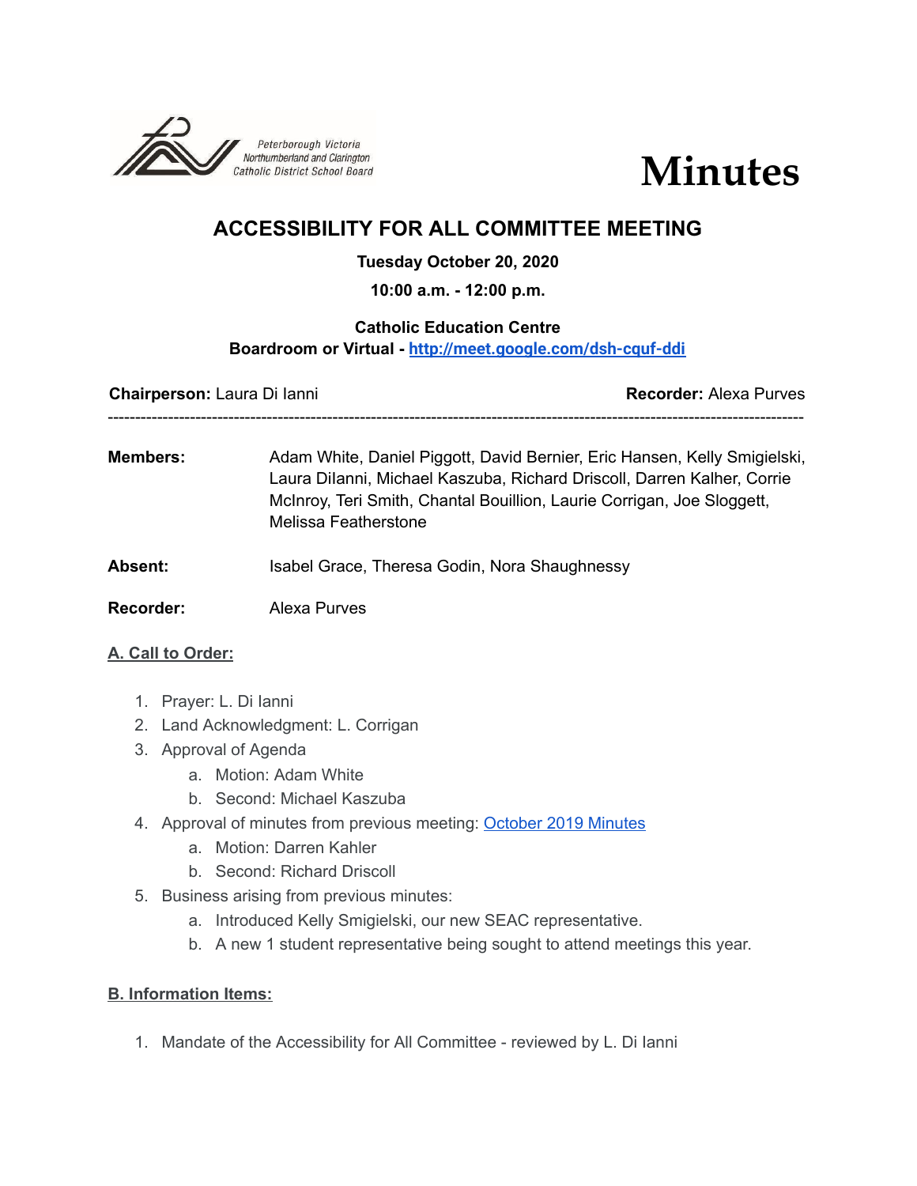Peterborough Victoria Northumberland and Clarington Catholic District School Board

# Minutes

## ACCESSIBILITY FOR ALL COMMITTEE MEETING

**Tuesday October 20, 2020**

**10:00 a.m. - 12:00 p.m.**

**Catholic Education Centre**
**Boardroom or Virtual - [http://meet.google.com/dsh-cquf-ddi](http://meet.google.com/dsh-cquf-ddi)**

**Chairperson:** Laura Di Ianni **Recorder:** Alexa Purves

---

**Members:** Adam White, Daniel Piggott, David Bernier, Eric Hansen, Kelly Smigielski, Laura DiIanni, Michael Kaszuba, Richard Driscoll, Darren Kalher, Corrie McInroy, Teri Smith, Chantal Bouillion, Laurie Corrigan, Joe Sloggett, Melissa Featherstone

**Absent:** Isabel Grace, Theresa Godin, Nora Shaughnessy

**Recorder:** Alexa Purves

### A. Call to Order:

1. Prayer: L. Di Ianni
2. Land Acknowledgment: L. Corrigan
3. Approval of Agenda
    a. Motion: Adam White
    b. Second: Michael Kaszuba
4. Approval of minutes from previous meeting: October 2019 Minutes
    a. Motion: Darren Kahler
    b. Second: Richard Driscoll
5. Business arising from previous minutes:
    a. Introduced Kelly Smigielski, our new SEAC representative.
    b. A new 1 student representative being sought to attend meetings this year.

### B. Information Items:

1. Mandate of the Accessibility for All Committee - reviewed by L. Di Ianni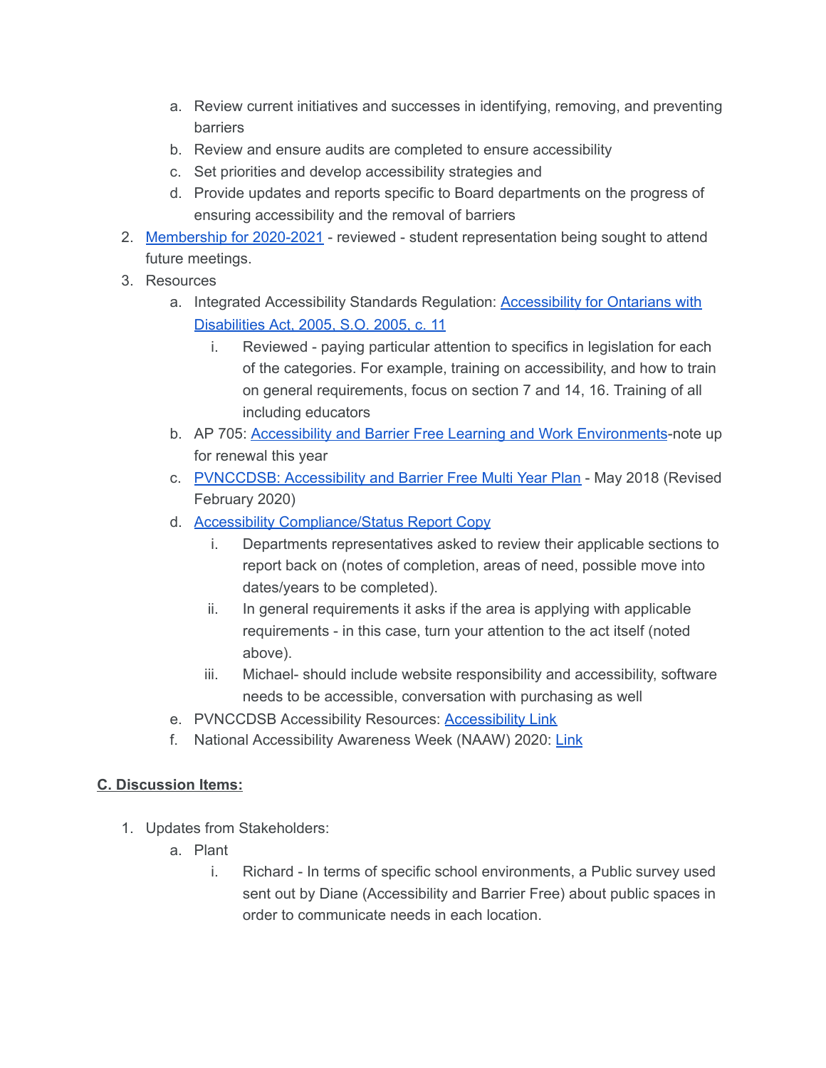a. Review current initiatives and successes in identifying, removing, and preventing barriers
   b. Review and ensure audits are completed to ensure accessibility
   c. Set priorities and develop accessibility strategies and
   d. Provide updates and reports specific to Board departments on the progress of ensuring accessibility and the removal of barriers
2. Membership for 2020-2021 - reviewed - student representation being sought to attend future meetings.
3. Resources
   a. Integrated Accessibility Standards Regulation: Accessibility for Ontarians with Disabilities Act, 2005, S.O. 2005, c. 11
      i. Reviewed - paying particular attention to specifics in legislation for each of the categories. For example, training on accessibility, and how to train on general requirements, focus on section 7 and 14, 16. Training of all including educators
   b. AP 705: Accessibility and Barrier Free Learning and Work Environments-note up for renewal this year
   c. PVNCCDSB: Accessibility and Barrier Free Multi Year Plan - May 2018 (Revised February 2020)
   d. Accessibility Compliance/Status Report Copy
      i. Departments representatives asked to review their applicable sections to report back on (notes of completion, areas of need, possible move into dates/years to be completed).
      ii. In general requirements it asks if the area is applying with applicable requirements - in this case, turn your attention to the act itself (noted above).
      iii. Michael- should include website responsibility and accessibility, software needs to be accessible, conversation with purchasing as well
   e. PVNCCDSB Accessibility Resources: Accessibility Link
   f. National Accessibility Awareness Week (NAAW) 2020: Link

**C. Discussion Items:**

1. Updates from Stakeholders:
   a. Plant
      i. Richard - In terms of specific school environments, a Public survey used sent out by Diane (Accessibility and Barrier Free) about public spaces in order to communicate needs in each location.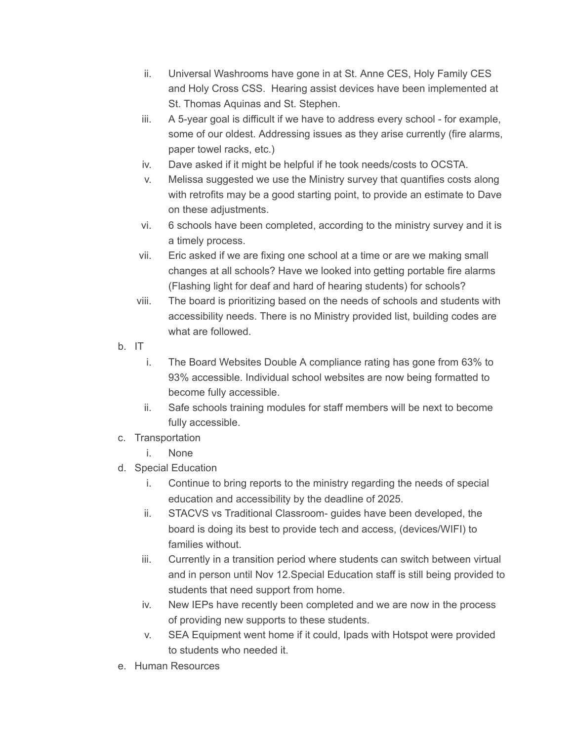ii. Universal Washrooms have gone in at St. Anne CES, Holy Family CES and Holy Cross CSS.  Hearing assist devices have been implemented at St. Thomas Aquinas and St. Stephen.
iii. A 5-year goal is difficult if we have to address every school - for example, some of our oldest. Addressing issues as they arise currently (fire alarms, paper towel racks, etc.)
iv. Dave asked if it might be helpful if he took needs/costs to OCSTA.
v. Melissa suggested we use the Ministry survey that quantifies costs along with retrofits may be a good starting point, to provide an estimate to Dave on these adjustments.
vi. 6 schools have been completed, according to the ministry survey and it is a timely process.
vii. Eric asked if we are fixing one school at a time or are we making small changes at all schools? Have we looked into getting portable fire alarms (Flashing light for deaf and hard of hearing students) for schools?
viii. The board is prioritizing based on the needs of schools and students with accessibility needs. There is no Ministry provided list, building codes are what are followed.

b. IT
   i. The Board Websites Double A compliance rating has gone from 63% to 93% accessible. Individual school websites are now being formatted to become fully accessible.
   ii. Safe schools training modules for staff members will be next to become fully accessible.

c. Transportation
   i. None

d. Special Education
   i. Continue to bring reports to the ministry regarding the needs of special education and accessibility by the deadline of 2025.
   ii. STACVS vs Traditional Classroom- guides have been developed, the board is doing its best to provide tech and access, (devices/WIFI) to families without.
   iii. Currently in a transition period where students can switch between virtual and in person until Nov 12.Special Education staff is still being provided to students that need support from home.
   iv. New IEPs have recently been completed and we are now in the process of providing new supports to these students.
   v. SEA Equipment went home if it could, Ipads with Hotspot were provided to students who needed it.

e. Human Resources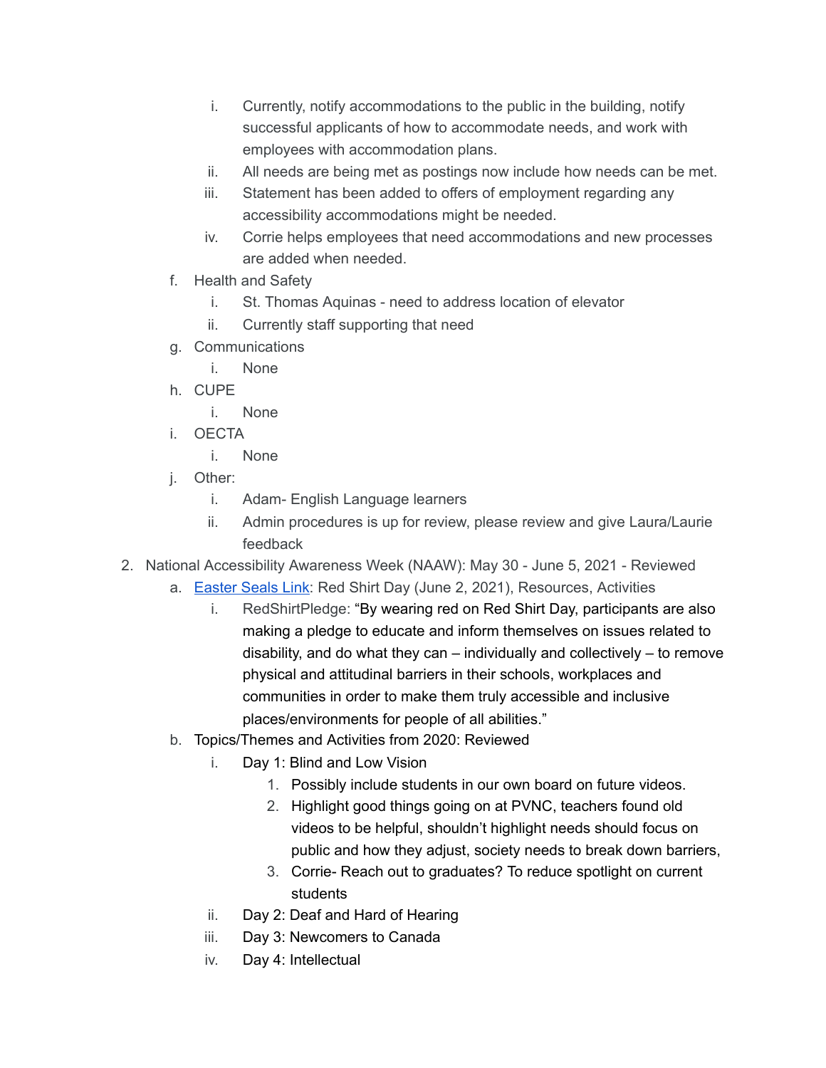i. Currently, notify accommodations to the public in the building, notify successful applicants of how to accommodate needs, and work with employees with accommodation plans.
    ii. All needs are being met as postings now include how needs can be met.
    iii. Statement has been added to offers of employment regarding any accessibility accommodations might be needed.
    iv. Corrie helps employees that need accommodations and new processes are added when needed.

  f. Health and Safety
    i. St. Thomas Aquinas - need to address location of elevator
    ii. Currently staff supporting that need
  g. Communications
    i. None
  h. CUPE
    i. None
  i. OECTA
    i. None
  j. Other:
    i. Adam- English Language learners
    ii. Admin procedures is up for review, please review and give Laura/Laurie feedback

2. National Accessibility Awareness Week (NAAW): May 30 - June 5, 2021 - Reviewed
  a. Easter Seals Link: Red Shirt Day (June 2, 2021), Resources, Activities
    i. RedShirtPledge: "By wearing red on Red Shirt Day, participants are also making a pledge to educate and inform themselves on issues related to disability, and do what they can – individually and collectively – to remove physical and attitudinal barriers in their schools, workplaces and communities in order to make them truly accessible and inclusive places/environments for people of all abilities."
  b. Topics/Themes and Activities from 2020: Reviewed
    i. Day 1: Blind and Low Vision
      1. Possibly include students in our own board on future videos.
      2. Highlight good things going on at PVNC, teachers found old videos to be helpful, shouldn't highlight needs should focus on public and how they adjust, society needs to break down barriers,
      3. Corrie- Reach out to graduates? To reduce spotlight on current students
    ii. Day 2: Deaf and Hard of Hearing
    iii. Day 3: Newcomers to Canada
    iv. Day 4: Intellectual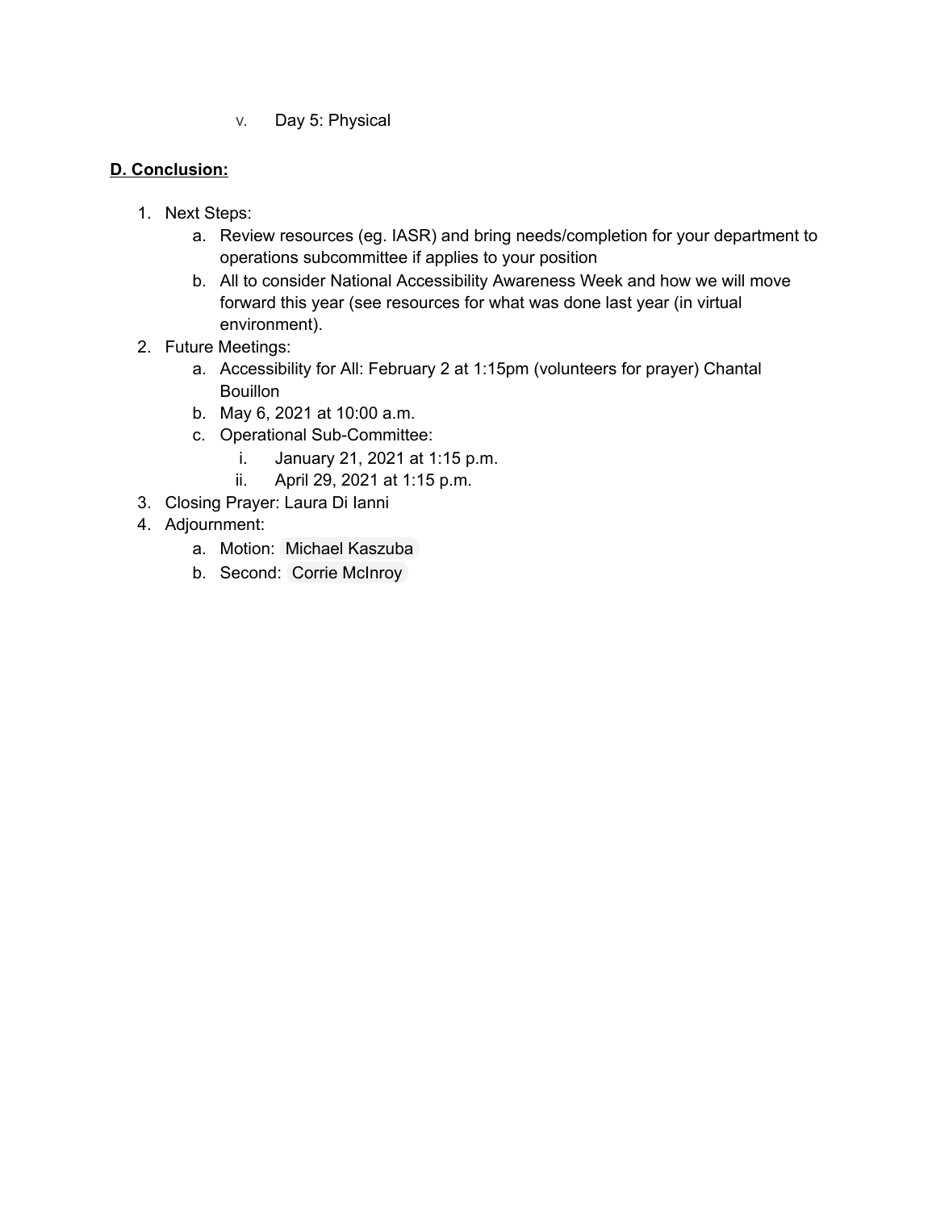v. Day 5: Physical

**D. Conclusion:**

1. Next Steps:
   a. Review resources (eg. IASR) and bring needs/completion for your department to operations subcommittee if applies to your position
   b. All to consider National Accessibility Awareness Week and how we will move forward this year (see resources for what was done last year (in virtual environment).
2. Future Meetings:
   a. Accessibility for All: February 2 at 1:15pm (volunteers for prayer) Chantal Bouillon
   b. May 6, 2021 at 10:00 a.m.
   c. Operational Sub-Committee:
      i. January 21, 2021 at 1:15 p.m.
      ii. April 29, 2021 at 1:15 p.m.
3. Closing Prayer: Laura Di Ianni
4. Adjournment:
   a. Motion: Michael Kaszuba
   b. Second: Corrie McInroy